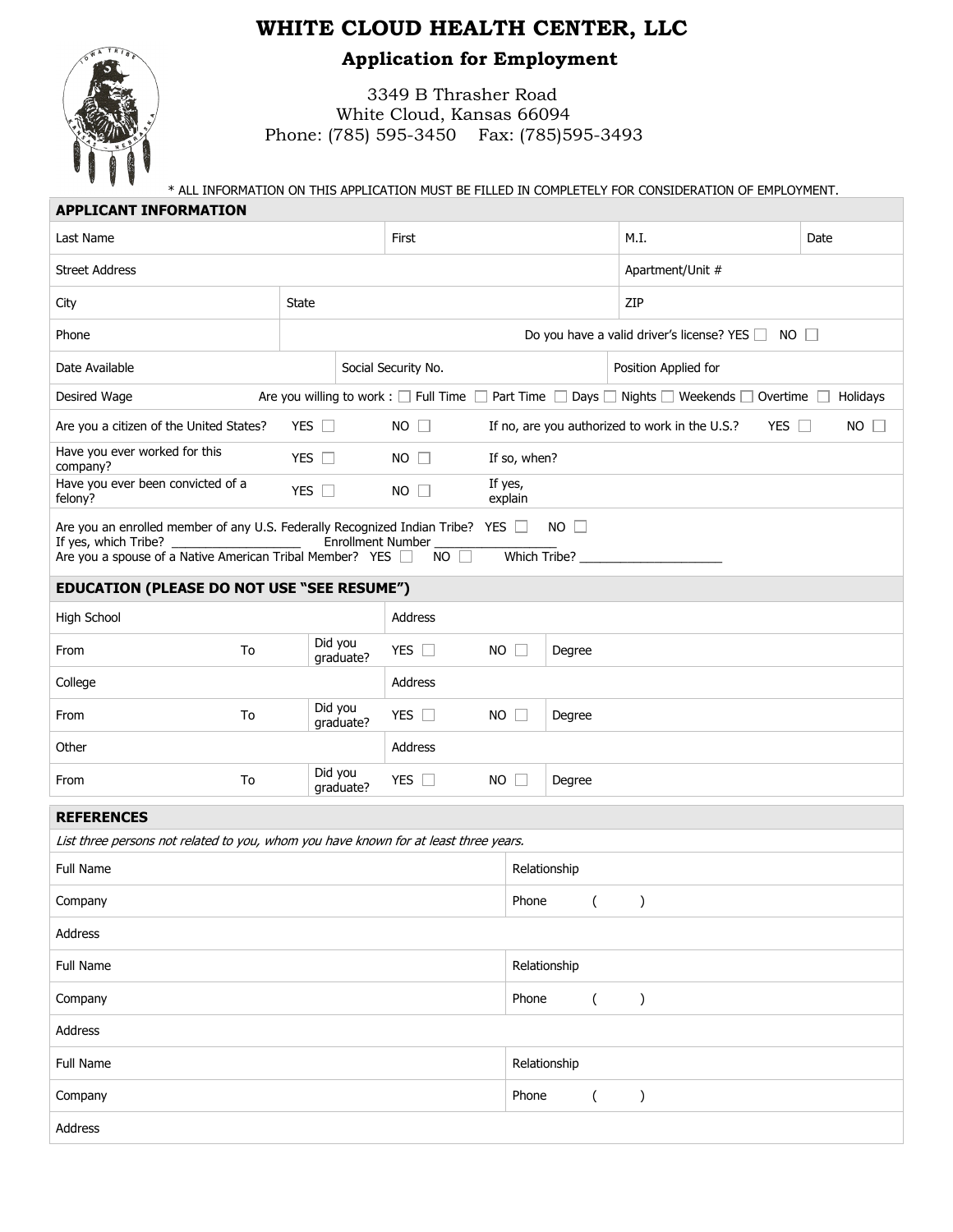# WHITE CLOUD HEALTH CENTER, LLC

## Application for Employment

3349 B Thrasher Road
White Cloud, Kansas 66094
Phone: (785) 595-3450 Fax: (785)595-3493

* ALL INFORMATION ON THIS APPLICATION MUST BE FILLED IN COMPLETELY FOR CONSIDERATION OF EMPLOYMENT.

### APPLICANT INFORMATION

| Last Name | First | M.I. | Date |
|---|---|---|---|

| Street Address | Apartment/Unit # |
|---|---|

| City | State | ZIP |
|---|---|---|

| Phone | Do you have a valid driver's license? YES ☐ NO ☐ |
|---|---|

| Date Available | Social Security No. | Position Applied for |
|---|---|---|

| Desired Wage | Are you willing to work : ☐ Full Time ☐ Part Time ☐ Days ☐ Nights ☐ Weekends ☐ Overtime ☐ Holidays |
|---|---|

| Are you a citizen of the United States? | YES ☐ | NO ☐ | If no, are you authorized to work in the U.S.? | YES ☐ | NO ☐ |
|---|---|---|---|---|---|
| Have you ever worked for this company? | YES ☐ | NO ☐ | If so, when? | | |
| Have you ever been convicted of a felony? | YES ☐ | NO ☐ | If yes, explain | | |

Are you an enrolled member of any U.S. Federally Recognized Indian Tribe? YES ☐ NO ☐
If yes, which Tribe? ___________________ Enrollment Number __________________
Are you a spouse of a Native American Tribal Member? YES ☐ NO ☐ Which Tribe? _____________________

### EDUCATION (PLEASE DO NOT USE "SEE RESUME")

| High School | | | Address | | |
|---|---|---|---|---|---|
| From | To | Did you graduate? | YES ☐ | NO ☐ | Degree |
| College | | | Address | | |
| From | To | Did you graduate? | YES ☐ | NO ☐ | Degree |
| Other | | | Address | | |
| From | To | Did you graduate? | YES ☐ | NO ☐ | Degree |

### REFERENCES

*List three persons not related to you, whom you have known for at least three years.*

| Full Name | Relationship |
|---|---|
| Company | Phone ( ) |
| Address | |
| Full Name | Relationship |
| Company | Phone ( ) |
| Address | |
| Full Name | Relationship |
| Company | Phone ( ) |
| Address | |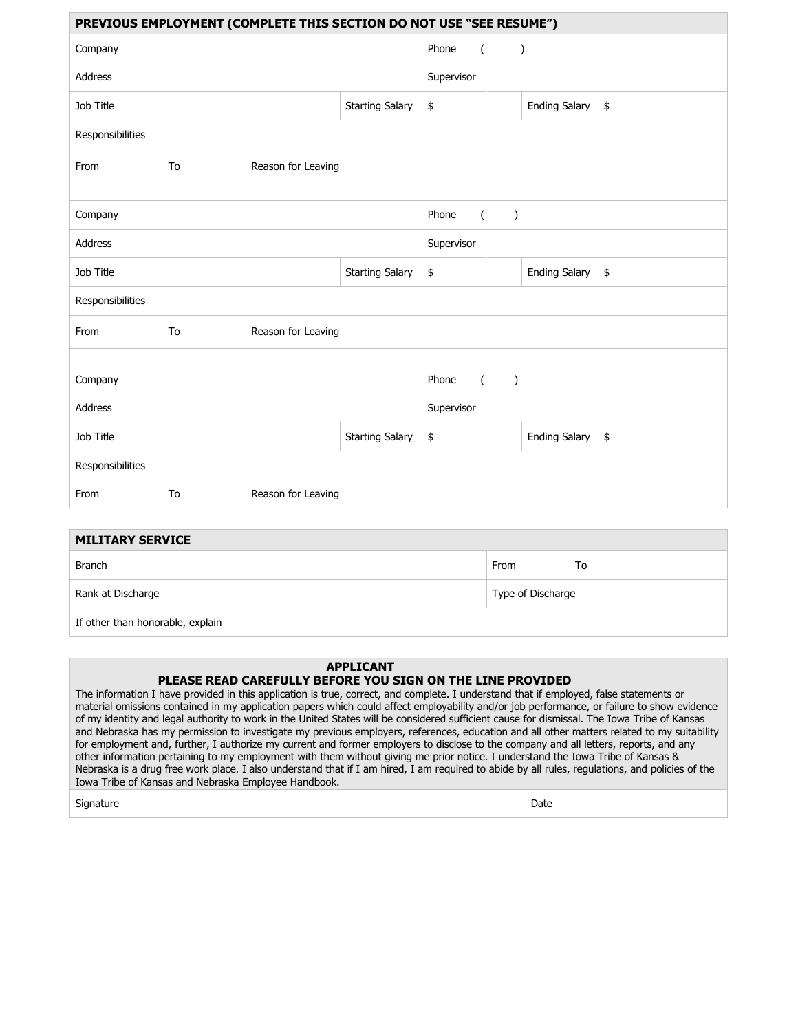## PREVIOUS EMPLOYMENT (COMPLETE THIS SECTION DO NOT USE "SEE RESUME")

| | | | |
|---|---|---|---|
| Company | | Phone ( ) | |
| Address | | Supervisor | |
| Job Title | Starting Salary | $ | Ending Salary $ |
| Responsibilities | | | |
| From To | Reason for Leaving | | |

| | | | |
|---|---|---|---|
| Company | | Phone ( ) | |
| Address | | Supervisor | |
| Job Title | Starting Salary | $ | Ending Salary $ |
| Responsibilities | | | |
| From To | Reason for Leaving | | |

| | | | |
|---|---|---|---|
| Company | | Phone ( ) | |
| Address | | Supervisor | |
| Job Title | Starting Salary | $ | Ending Salary $ |
| Responsibilities | | | |
| From To | Reason for Leaving | | |

## MILITARY SERVICE

| | |
|---|---|
| Branch | From To |
| Rank at Discharge | Type of Discharge |
| If other than honorable, explain | |

## APPLICANT

### PLEASE READ CAREFULLY BEFORE YOU SIGN ON THE LINE PROVIDED

The information I have provided in this application is true, correct, and complete. I understand that if employed, false statements or material omissions contained in my application papers which could affect employability and/or job performance, or failure to show evidence of my identity and legal authority to work in the United States will be considered sufficient cause for dismissal. The Iowa Tribe of Kansas and Nebraska has my permission to investigate my previous employers, references, education and all other matters related to my suitability for employment and, further, I authorize my current and former employers to disclose to the company and all letters, reports, and any other information pertaining to my employment with them without giving me prior notice. I understand the Iowa Tribe of Kansas & Nebraska is a drug free work place. I also understand that if I am hired, I am required to abide by all rules, regulations, and policies of the Iowa Tribe of Kansas and Nebraska Employee Handbook.

| | |
|---|---|
| Signature | Date |